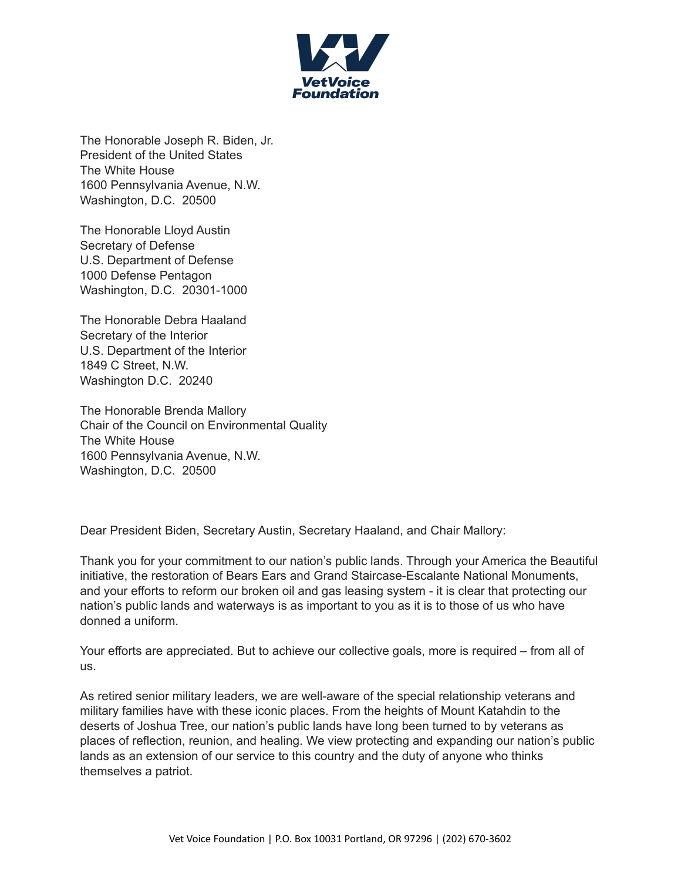**VetVoice Foundation**

The Honorable Joseph R. Biden, Jr.
President of the United States
The White House
1600 Pennsylvania Avenue, N.W.
Washington, D.C. 20500

The Honorable Lloyd Austin
Secretary of Defense
U.S. Department of Defense
1000 Defense Pentagon
Washington, D.C. 20301-1000

The Honorable Debra Haaland
Secretary of the Interior
U.S. Department of the Interior
1849 C Street, N.W.
Washington D.C. 20240

The Honorable Brenda Mallory
Chair of the Council on Environmental Quality
The White House
1600 Pennsylvania Avenue, N.W.
Washington, D.C. 20500

Dear President Biden, Secretary Austin, Secretary Haaland, and Chair Mallory:

Thank you for your commitment to our nation's public lands. Through your America the Beautiful initiative, the restoration of Bears Ears and Grand Staircase-Escalante National Monuments, and your efforts to reform our broken oil and gas leasing system - it is clear that protecting our nation's public lands and waterways is as important to you as it is to those of us who have donned a uniform.

Your efforts are appreciated. But to achieve our collective goals, more is required – from all of us.

As retired senior military leaders, we are well-aware of the special relationship veterans and military families have with these iconic places. From the heights of Mount Katahdin to the deserts of Joshua Tree, our nation's public lands have long been turned to by veterans as places of reflection, reunion, and healing. We view protecting and expanding our nation's public lands as an extension of our service to this country and the duty of anyone who thinks themselves a patriot.

Vet Voice Foundation | P.O. Box 10031 Portland, OR 97296 | (202) 670-3602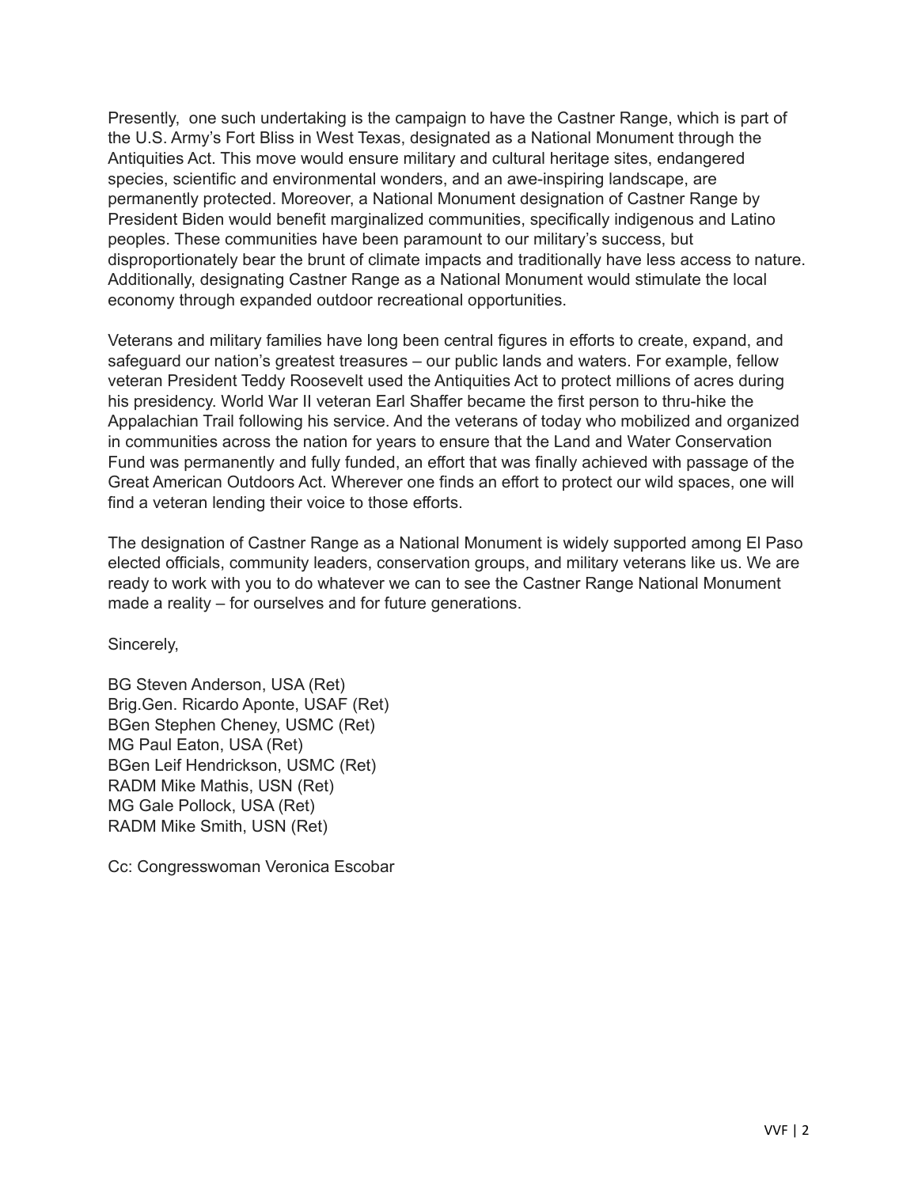Presently, one such undertaking is the campaign to have the Castner Range, which is part of the U.S. Army's Fort Bliss in West Texas, designated as a National Monument through the Antiquities Act. This move would ensure military and cultural heritage sites, endangered species, scientific and environmental wonders, and an awe-inspiring landscape, are permanently protected. Moreover, a National Monument designation of Castner Range by President Biden would benefit marginalized communities, specifically indigenous and Latino peoples. These communities have been paramount to our military's success, but disproportionately bear the brunt of climate impacts and traditionally have less access to nature. Additionally, designating Castner Range as a National Monument would stimulate the local economy through expanded outdoor recreational opportunities.

Veterans and military families have long been central figures in efforts to create, expand, and safeguard our nation's greatest treasures – our public lands and waters. For example, fellow veteran President Teddy Roosevelt used the Antiquities Act to protect millions of acres during his presidency. World War II veteran Earl Shaffer became the first person to thru-hike the Appalachian Trail following his service. And the veterans of today who mobilized and organized in communities across the nation for years to ensure that the Land and Water Conservation Fund was permanently and fully funded, an effort that was finally achieved with passage of the Great American Outdoors Act. Wherever one finds an effort to protect our wild spaces, one will find a veteran lending their voice to those efforts.

The designation of Castner Range as a National Monument is widely supported among El Paso elected officials, community leaders, conservation groups, and military veterans like us. We are ready to work with you to do whatever we can to see the Castner Range National Monument made a reality – for ourselves and for future generations.

Sincerely,

BG Steven Anderson, USA (Ret)
Brig.Gen. Ricardo Aponte, USAF (Ret)
BGen Stephen Cheney, USMC (Ret)
MG Paul Eaton, USA (Ret)
BGen Leif Hendrickson, USMC (Ret)
RADM Mike Mathis, USN (Ret)
MG Gale Pollock, USA (Ret)
RADM Mike Smith, USN (Ret)

Cc: Congresswoman Veronica Escobar